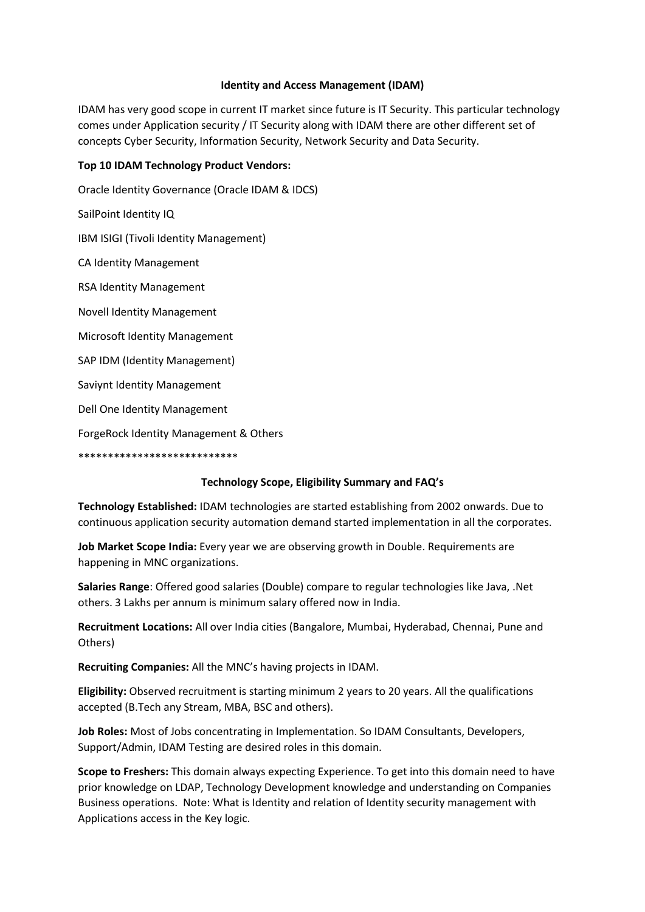# Identity and Access Management (IDAM)

IDAM has very good scope in current IT market since future is IT Security. This particular technology comes under Application security / IT Security along with IDAM there are other different set of concepts Cyber Security, Information Security, Network Security and Data Security.

**Top 10 IDAM Technology Product Vendors:**

Oracle Identity Governance (Oracle IDAM & IDCS)

SailPoint Identity IQ

IBM ISIGI (Tivoli Identity Management)

CA Identity Management

RSA Identity Management

Novell Identity Management

Microsoft Identity Management

SAP IDM (Identity Management)

Saviynt Identity Management

Dell One Identity Management

ForgeRock Identity Management & Others

***************************

## Technology Scope, Eligibility Summary and FAQ's

**Technology Established:** IDAM technologies are started establishing from 2002 onwards. Due to continuous application security automation demand started implementation in all the corporates.

**Job Market Scope India:** Every year we are observing growth in Double. Requirements are happening in MNC organizations.

**Salaries Range**: Offered good salaries (Double) compare to regular technologies like Java, .Net others. 3 Lakhs per annum is minimum salary offered now in India.

**Recruitment Locations:** All over India cities (Bangalore, Mumbai, Hyderabad, Chennai, Pune and Others)

**Recruiting Companies:** All the MNC's having projects in IDAM.

**Eligibility:** Observed recruitment is starting minimum 2 years to 20 years. All the qualifications accepted (B.Tech any Stream, MBA, BSC and others).

**Job Roles:** Most of Jobs concentrating in Implementation. So IDAM Consultants, Developers, Support/Admin, IDAM Testing are desired roles in this domain.

**Scope to Freshers:** This domain always expecting Experience. To get into this domain need to have prior knowledge on LDAP, Technology Development knowledge and understanding on Companies Business operations. Note: What is Identity and relation of Identity security management with Applications access in the Key logic.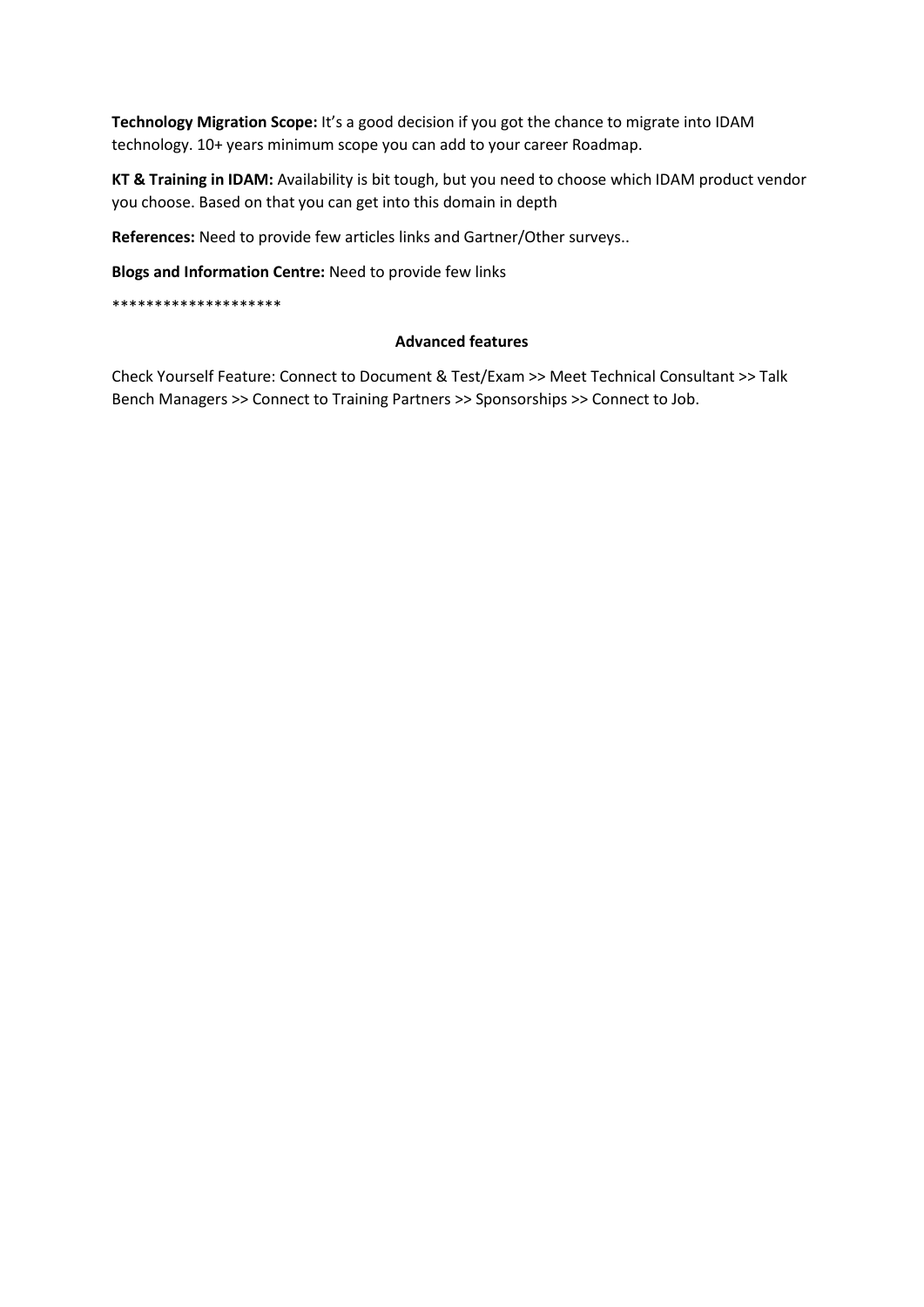**Technology Migration Scope:** It's a good decision if you got the chance to migrate into IDAM technology. 10+ years minimum scope you can add to your career Roadmap.

**KT & Training in IDAM:** Availability is bit tough, but you need to choose which IDAM product vendor you choose. Based on that you can get into this domain in depth

**References:** Need to provide few articles links and Gartner/Other surveys..

**Blogs and Information Centre:** Need to provide few links

********************

**Advanced features**

Check Yourself Feature: Connect to Document & Test/Exam >> Meet Technical Consultant >> Talk Bench Managers >> Connect to Training Partners >> Sponsorships >> Connect to Job.